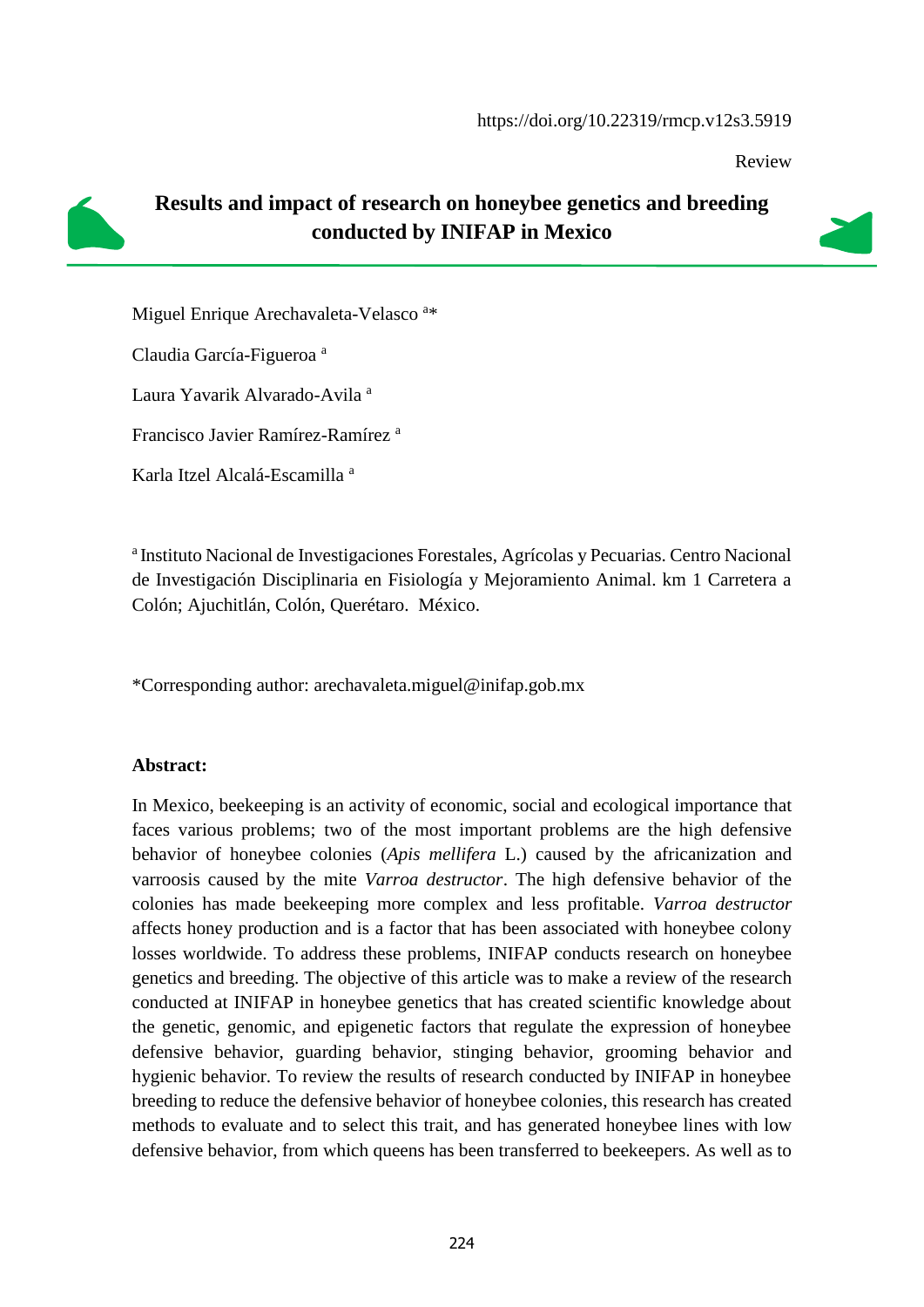https://doi.org/10.22319/rmcp.v12s3.5919

Review

# Results and impact of research on honeybee genetics and breeding conducted by INIFAP in Mexico

Miguel Enrique Arechavaleta-Velasco [a]*

Claudia García-Figueroa [a]

Laura Yavarik Alvarado-Avila [a]

Francisco Javier Ramírez-Ramírez [a]

Karla Itzel Alcalá-Escamilla [a]

[a] Instituto Nacional de Investigaciones Forestales, Agrícolas y Pecuarias. Centro Nacional de Investigación Disciplinaria en Fisiología y Mejoramiento Animal. km 1 Carretera a Colón; Ajuchitlán, Colón, Querétaro. México.

*Corresponding author: arechavaleta.miguel@inifap.gob.mx

**Abstract:**

In Mexico, beekeeping is an activity of economic, social and ecological importance that faces various problems; two of the most important problems are the high defensive behavior of honeybee colonies (*Apis mellifera* L.) caused by the africanization and varroosis caused by the mite *Varroa destructor*. The high defensive behavior of the colonies has made beekeeping more complex and less profitable. *Varroa destructor* affects honey production and is a factor that has been associated with honeybee colony losses worldwide. To address these problems, INIFAP conducts research on honeybee genetics and breeding. The objective of this article was to make a review of the research conducted at INIFAP in honeybee genetics that has created scientific knowledge about the genetic, genomic, and epigenetic factors that regulate the expression of honeybee defensive behavior, guarding behavior, stinging behavior, grooming behavior and hygienic behavior. To review the results of research conducted by INIFAP in honeybee breeding to reduce the defensive behavior of honeybee colonies, this research has created methods to evaluate and to select this trait, and has generated honeybee lines with low defensive behavior, from which queens has been transferred to beekeepers. As well as to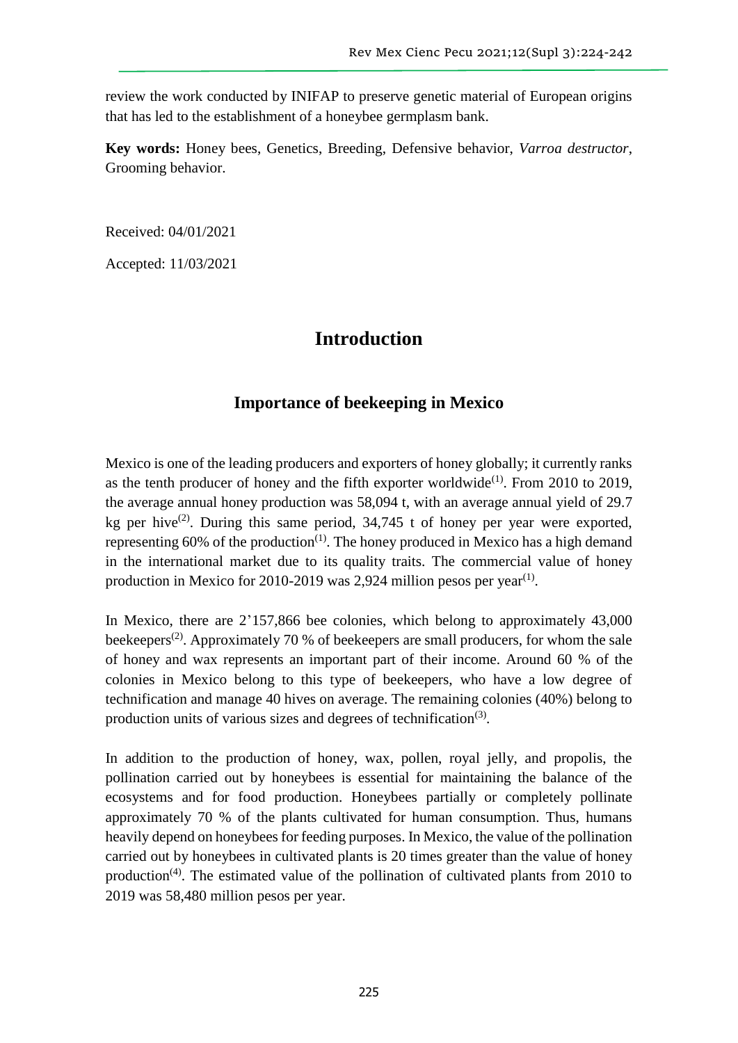review the work conducted by INIFAP to preserve genetic material of European origins that has led to the establishment of a honeybee germplasm bank.

**Key words:** Honey bees, Genetics, Breeding, Defensive behavior, *Varroa destructor*, Grooming behavior.

Received: 04/01/2021

Accepted: 11/03/2021

# Introduction

## Importance of beekeeping in Mexico

Mexico is one of the leading producers and exporters of honey globally; it currently ranks as the tenth producer of honey and the fifth exporter worldwide[1]. From 2010 to 2019, the average annual honey production was 58,094 t, with an average annual yield of 29.7 kg per hive[2]. During this same period, 34,745 t of honey per year were exported, representing 60% of the production[1]. The honey produced in Mexico has a high demand in the international market due to its quality traits. The commercial value of honey production in Mexico for 2010-2019 was 2,924 million pesos per year[1].

In Mexico, there are 2'157,866 bee colonies, which belong to approximately 43,000 beekeepers[2]. Approximately 70 % of beekeepers are small producers, for whom the sale of honey and wax represents an important part of their income. Around 60 % of the colonies in Mexico belong to this type of beekeepers, who have a low degree of technification and manage 40 hives on average. The remaining colonies (40%) belong to production units of various sizes and degrees of technification[3].

In addition to the production of honey, wax, pollen, royal jelly, and propolis, the pollination carried out by honeybees is essential for maintaining the balance of the ecosystems and for food production. Honeybees partially or completely pollinate approximately 70 % of the plants cultivated for human consumption. Thus, humans heavily depend on honeybees for feeding purposes. In Mexico, the value of the pollination carried out by honeybees in cultivated plants is 20 times greater than the value of honey production[4]. The estimated value of the pollination of cultivated plants from 2010 to 2019 was 58,480 million pesos per year.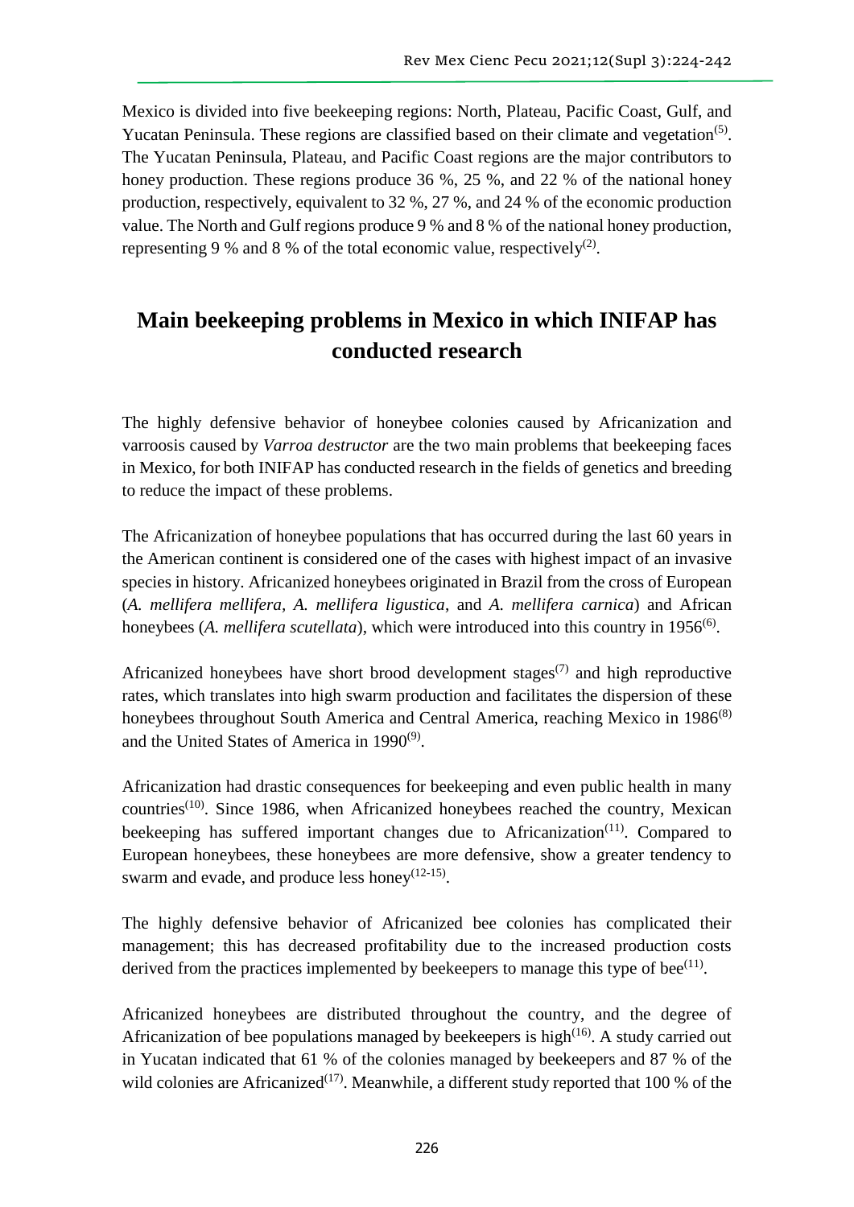Mexico is divided into five beekeeping regions: North, Plateau, Pacific Coast, Gulf, and Yucatan Peninsula. These regions are classified based on their climate and vegetation[5]. The Yucatan Peninsula, Plateau, and Pacific Coast regions are the major contributors to honey production. These regions produce 36 %, 25 %, and 22 % of the national honey production, respectively, equivalent to 32 %, 27 %, and 24 % of the economic production value. The North and Gulf regions produce 9 % and 8 % of the national honey production, representing 9 % and 8 % of the total economic value, respectively[2].

## Main beekeeping problems in Mexico in which INIFAP has conducted research

The highly defensive behavior of honeybee colonies caused by Africanization and varroosis caused by *Varroa destructor* are the two main problems that beekeeping faces in Mexico, for both INIFAP has conducted research in the fields of genetics and breeding to reduce the impact of these problems.

The Africanization of honeybee populations that has occurred during the last 60 years in the American continent is considered one of the cases with highest impact of an invasive species in history. Africanized honeybees originated in Brazil from the cross of European (*A. mellifera mellifera*, *A. mellifera ligustica*, and *A. mellifera carnica*) and African honeybees (*A. mellifera scutellata*), which were introduced into this country in 1956[6].

Africanized honeybees have short brood development stages[7] and high reproductive rates, which translates into high swarm production and facilitates the dispersion of these honeybees throughout South America and Central America, reaching Mexico in 1986[8] and the United States of America in 1990[9].

Africanization had drastic consequences for beekeeping and even public health in many countries[10]. Since 1986, when Africanized honeybees reached the country, Mexican beekeeping has suffered important changes due to Africanization[11]. Compared to European honeybees, these honeybees are more defensive, show a greater tendency to swarm and evade, and produce less honey[12-15].

The highly defensive behavior of Africanized bee colonies has complicated their management; this has decreased profitability due to the increased production costs derived from the practices implemented by beekeepers to manage this type of bee[11].

Africanized honeybees are distributed throughout the country, and the degree of Africanization of bee populations managed by beekeepers is high[16]. A study carried out in Yucatan indicated that 61 % of the colonies managed by beekeepers and 87 % of the wild colonies are Africanized[17]. Meanwhile, a different study reported that 100 % of the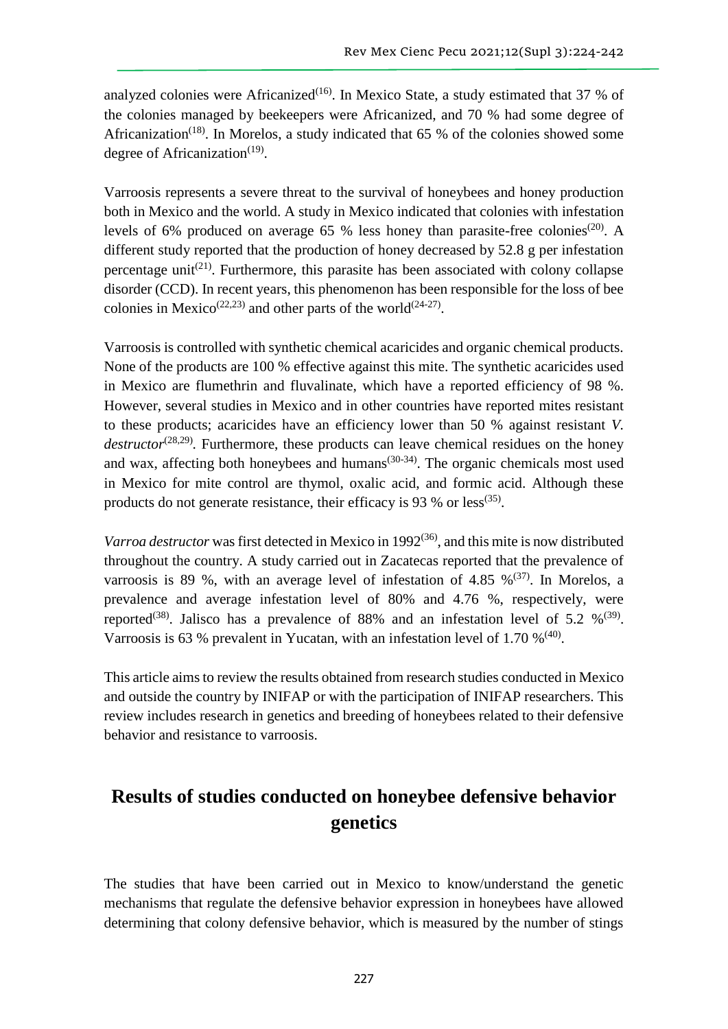analyzed colonies were Africanized[16]. In Mexico State, a study estimated that 37 % of the colonies managed by beekeepers were Africanized, and 70 % had some degree of Africanization[18]. In Morelos, a study indicated that 65 % of the colonies showed some degree of Africanization[19].

Varroosis represents a severe threat to the survival of honeybees and honey production both in Mexico and the world. A study in Mexico indicated that colonies with infestation levels of 6% produced on average 65 % less honey than parasite-free colonies[20]. A different study reported that the production of honey decreased by 52.8 g per infestation percentage unit[21]. Furthermore, this parasite has been associated with colony collapse disorder (CCD). In recent years, this phenomenon has been responsible for the loss of bee colonies in Mexico[22,23] and other parts of the world[24-27].

Varroosis is controlled with synthetic chemical acaricides and organic chemical products. None of the products are 100 % effective against this mite. The synthetic acaricides used in Mexico are flumethrin and fluvalinate, which have a reported efficiency of 98 %. However, several studies in Mexico and in other countries have reported mites resistant to these products; acaricides have an efficiency lower than 50 % against resistant *V. destructor*[28,29]. Furthermore, these products can leave chemical residues on the honey and wax, affecting both honeybees and humans[30-34]. The organic chemicals most used in Mexico for mite control are thymol, oxalic acid, and formic acid. Although these products do not generate resistance, their efficacy is 93 % or less[35].

*Varroa destructor* was first detected in Mexico in 1992[36], and this mite is now distributed throughout the country. A study carried out in Zacatecas reported that the prevalence of varroosis is 89 %, with an average level of infestation of 4.85 %[37]. In Morelos, a prevalence and average infestation level of 80% and 4.76 %, respectively, were reported[38]. Jalisco has a prevalence of 88% and an infestation level of 5.2 %[39]. Varroosis is 63 % prevalent in Yucatan, with an infestation level of 1.70 %[40].

This article aims to review the results obtained from research studies conducted in Mexico and outside the country by INIFAP or with the participation of INIFAP researchers. This review includes research in genetics and breeding of honeybees related to their defensive behavior and resistance to varroosis.

## Results of studies conducted on honeybee defensive behavior genetics

The studies that have been carried out in Mexico to know/understand the genetic mechanisms that regulate the defensive behavior expression in honeybees have allowed determining that colony defensive behavior, which is measured by the number of stings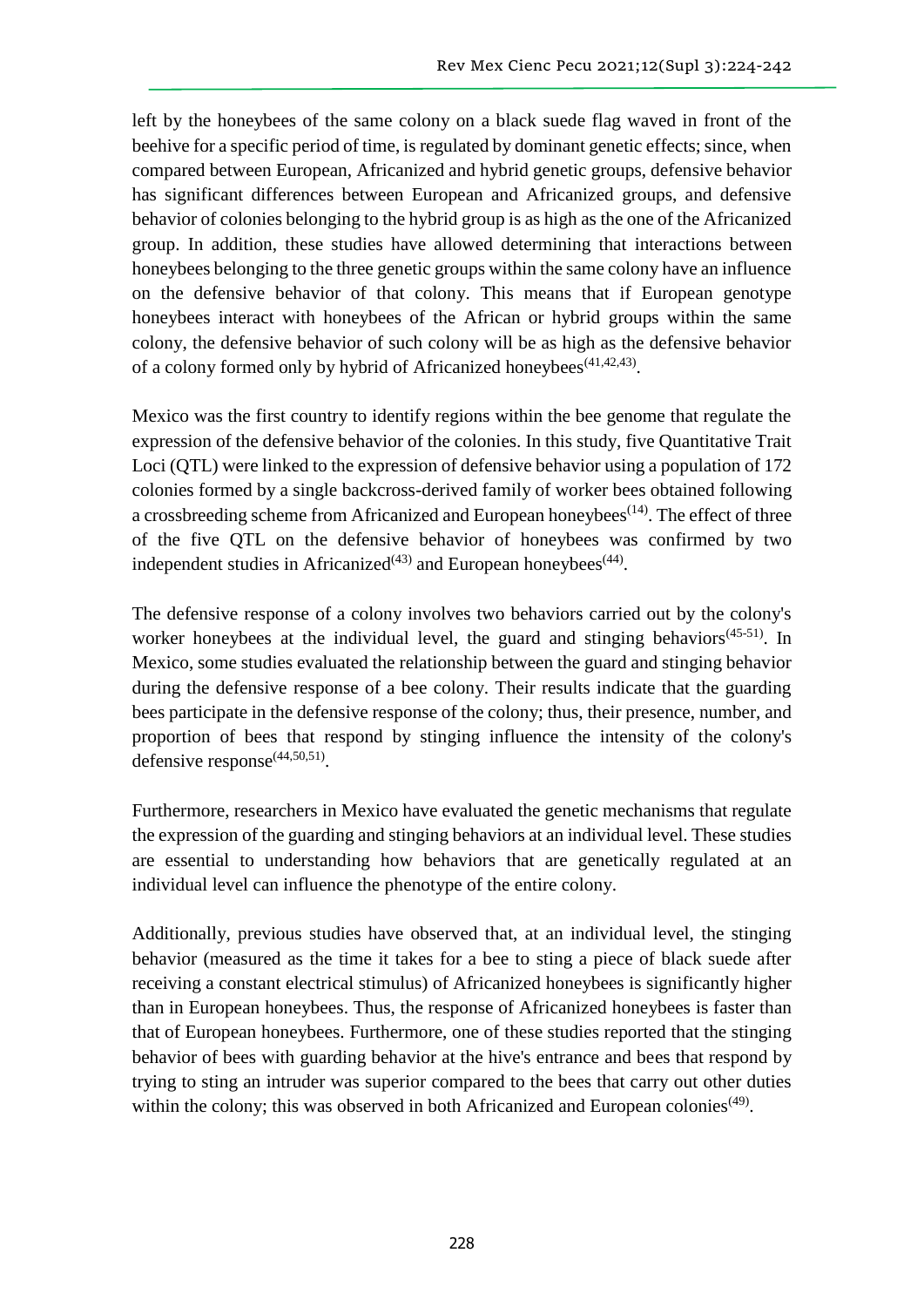left by the honeybees of the same colony on a black suede flag waved in front of the beehive for a specific period of time, is regulated by dominant genetic effects; since, when compared between European, Africanized and hybrid genetic groups, defensive behavior has significant differences between European and Africanized groups, and defensive behavior of colonies belonging to the hybrid group is as high as the one of the Africanized group. In addition, these studies have allowed determining that interactions between honeybees belonging to the three genetic groups within the same colony have an influence on the defensive behavior of that colony. This means that if European genotype honeybees interact with honeybees of the African or hybrid groups within the same colony, the defensive behavior of such colony will be as high as the defensive behavior of a colony formed only by hybrid of Africanized honeybees[41,42,43].

Mexico was the first country to identify regions within the bee genome that regulate the expression of the defensive behavior of the colonies. In this study, five Quantitative Trait Loci (QTL) were linked to the expression of defensive behavior using a population of 172 colonies formed by a single backcross-derived family of worker bees obtained following a crossbreeding scheme from Africanized and European honeybees[14]. The effect of three of the five QTL on the defensive behavior of honeybees was confirmed by two independent studies in Africanized[43] and European honeybees[44].

The defensive response of a colony involves two behaviors carried out by the colony's worker honeybees at the individual level, the guard and stinging behaviors[45-51]. In Mexico, some studies evaluated the relationship between the guard and stinging behavior during the defensive response of a bee colony. Their results indicate that the guarding bees participate in the defensive response of the colony; thus, their presence, number, and proportion of bees that respond by stinging influence the intensity of the colony's defensive response[44,50,51].

Furthermore, researchers in Mexico have evaluated the genetic mechanisms that regulate the expression of the guarding and stinging behaviors at an individual level. These studies are essential to understanding how behaviors that are genetically regulated at an individual level can influence the phenotype of the entire colony.

Additionally, previous studies have observed that, at an individual level, the stinging behavior (measured as the time it takes for a bee to sting a piece of black suede after receiving a constant electrical stimulus) of Africanized honeybees is significantly higher than in European honeybees. Thus, the response of Africanized honeybees is faster than that of European honeybees. Furthermore, one of these studies reported that the stinging behavior of bees with guarding behavior at the hive's entrance and bees that respond by trying to sting an intruder was superior compared to the bees that carry out other duties within the colony; this was observed in both Africanized and European colonies[49].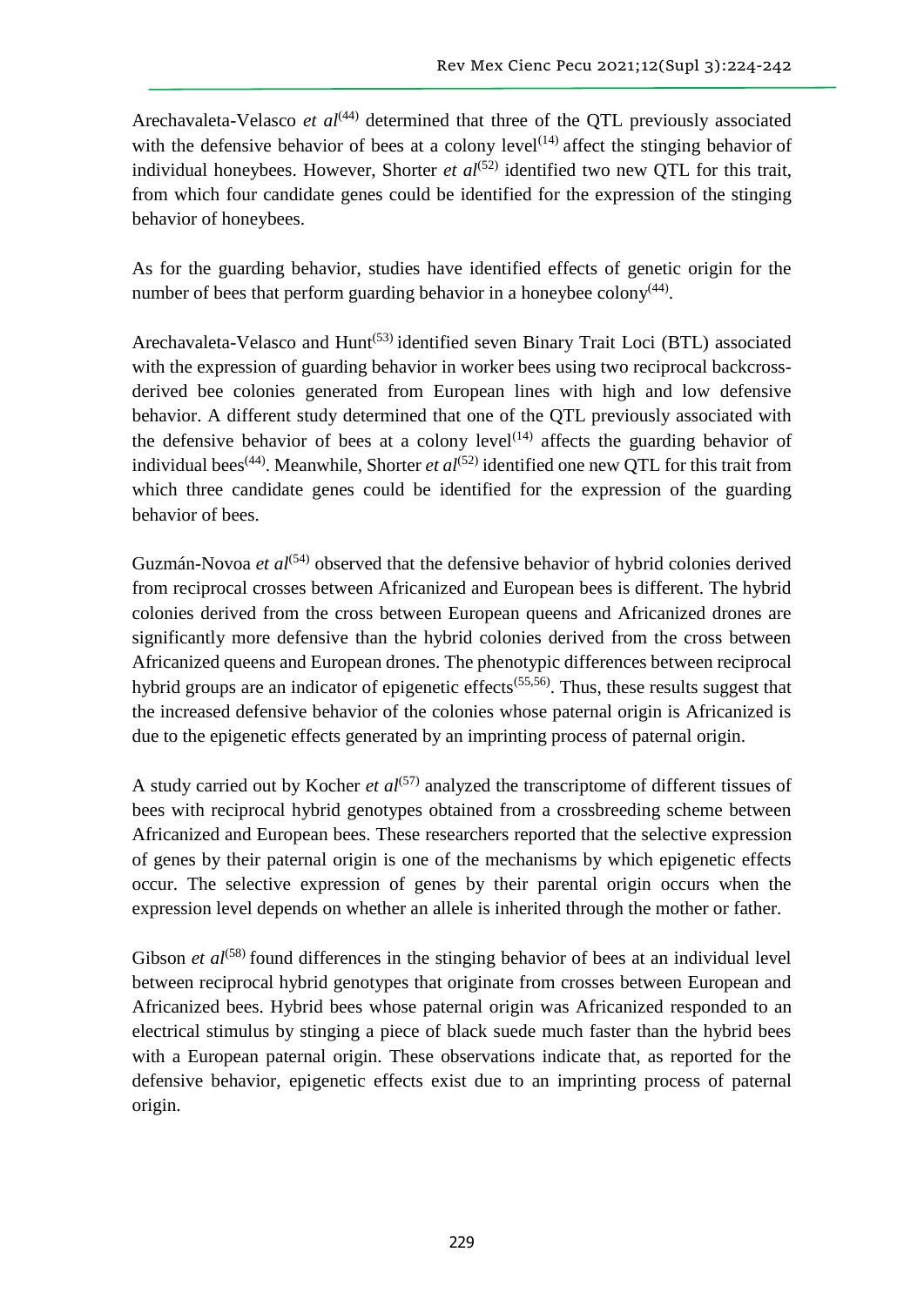Arechavaleta-Velasco *et al*[44] determined that three of the QTL previously associated with the defensive behavior of bees at a colony level[14] affect the stinging behavior of individual honeybees. However, Shorter *et al*[52] identified two new QTL for this trait, from which four candidate genes could be identified for the expression of the stinging behavior of honeybees.

As for the guarding behavior, studies have identified effects of genetic origin for the number of bees that perform guarding behavior in a honeybee colony[44].

Arechavaleta-Velasco and Hunt[53] identified seven Binary Trait Loci (BTL) associated with the expression of guarding behavior in worker bees using two reciprocal backcross-derived bee colonies generated from European lines with high and low defensive behavior. A different study determined that one of the QTL previously associated with the defensive behavior of bees at a colony level[14] affects the guarding behavior of individual bees[44]. Meanwhile, Shorter *et al*[52] identified one new QTL for this trait from which three candidate genes could be identified for the expression of the guarding behavior of bees.

Guzmán-Novoa *et al*[54] observed that the defensive behavior of hybrid colonies derived from reciprocal crosses between Africanized and European bees is different. The hybrid colonies derived from the cross between European queens and Africanized drones are significantly more defensive than the hybrid colonies derived from the cross between Africanized queens and European drones. The phenotypic differences between reciprocal hybrid groups are an indicator of epigenetic effects[55,56]. Thus, these results suggest that the increased defensive behavior of the colonies whose paternal origin is Africanized is due to the epigenetic effects generated by an imprinting process of paternal origin.

A study carried out by Kocher *et al*[57] analyzed the transcriptome of different tissues of bees with reciprocal hybrid genotypes obtained from a crossbreeding scheme between Africanized and European bees. These researchers reported that the selective expression of genes by their paternal origin is one of the mechanisms by which epigenetic effects occur. The selective expression of genes by their parental origin occurs when the expression level depends on whether an allele is inherited through the mother or father.

Gibson *et al*[58] found differences in the stinging behavior of bees at an individual level between reciprocal hybrid genotypes that originate from crosses between European and Africanized bees. Hybrid bees whose paternal origin was Africanized responded to an electrical stimulus by stinging a piece of black suede much faster than the hybrid bees with a European paternal origin. These observations indicate that, as reported for the defensive behavior, epigenetic effects exist due to an imprinting process of paternal origin.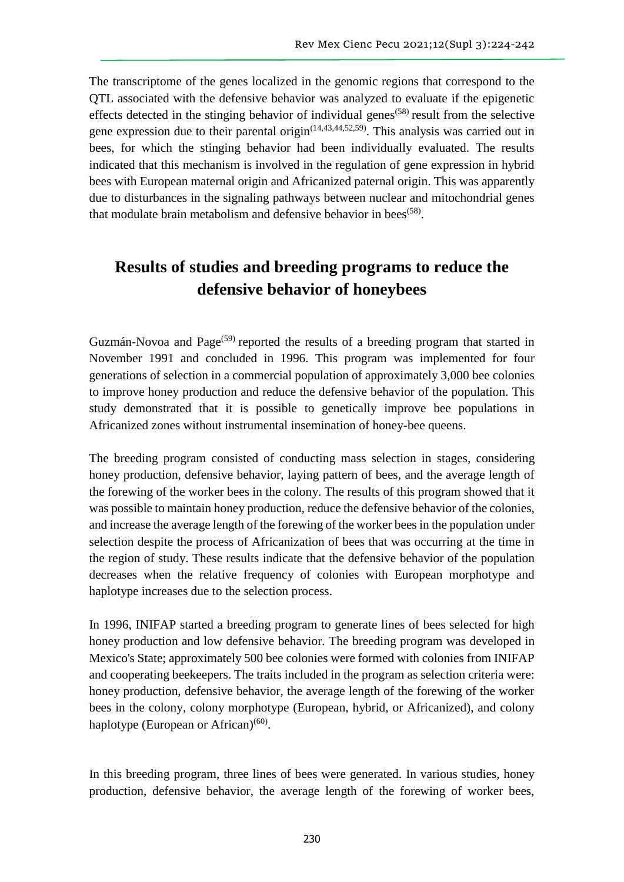The transcriptome of the genes localized in the genomic regions that correspond to the QTL associated with the defensive behavior was analyzed to evaluate if the epigenetic effects detected in the stinging behavior of individual genes[58] result from the selective gene expression due to their parental origin[14,43,44,52,59]. This analysis was carried out in bees, for which the stinging behavior had been individually evaluated. The results indicated that this mechanism is involved in the regulation of gene expression in hybrid bees with European maternal origin and Africanized paternal origin. This was apparently due to disturbances in the signaling pathways between nuclear and mitochondrial genes that modulate brain metabolism and defensive behavior in bees[58].

## Results of studies and breeding programs to reduce the defensive behavior of honeybees

Guzmán-Novoa and Page[59] reported the results of a breeding program that started in November 1991 and concluded in 1996. This program was implemented for four generations of selection in a commercial population of approximately 3,000 bee colonies to improve honey production and reduce the defensive behavior of the population. This study demonstrated that it is possible to genetically improve bee populations in Africanized zones without instrumental insemination of honey-bee queens.

The breeding program consisted of conducting mass selection in stages, considering honey production, defensive behavior, laying pattern of bees, and the average length of the forewing of the worker bees in the colony. The results of this program showed that it was possible to maintain honey production, reduce the defensive behavior of the colonies, and increase the average length of the forewing of the worker bees in the population under selection despite the process of Africanization of bees that was occurring at the time in the region of study. These results indicate that the defensive behavior of the population decreases when the relative frequency of colonies with European morphotype and haplotype increases due to the selection process.

In 1996, INIFAP started a breeding program to generate lines of bees selected for high honey production and low defensive behavior. The breeding program was developed in Mexico's State; approximately 500 bee colonies were formed with colonies from INIFAP and cooperating beekeepers. The traits included in the program as selection criteria were: honey production, defensive behavior, the average length of the forewing of the worker bees in the colony, colony morphotype (European, hybrid, or Africanized), and colony haplotype (European or African)[60].

In this breeding program, three lines of bees were generated. In various studies, honey production, defensive behavior, the average length of the forewing of worker bees,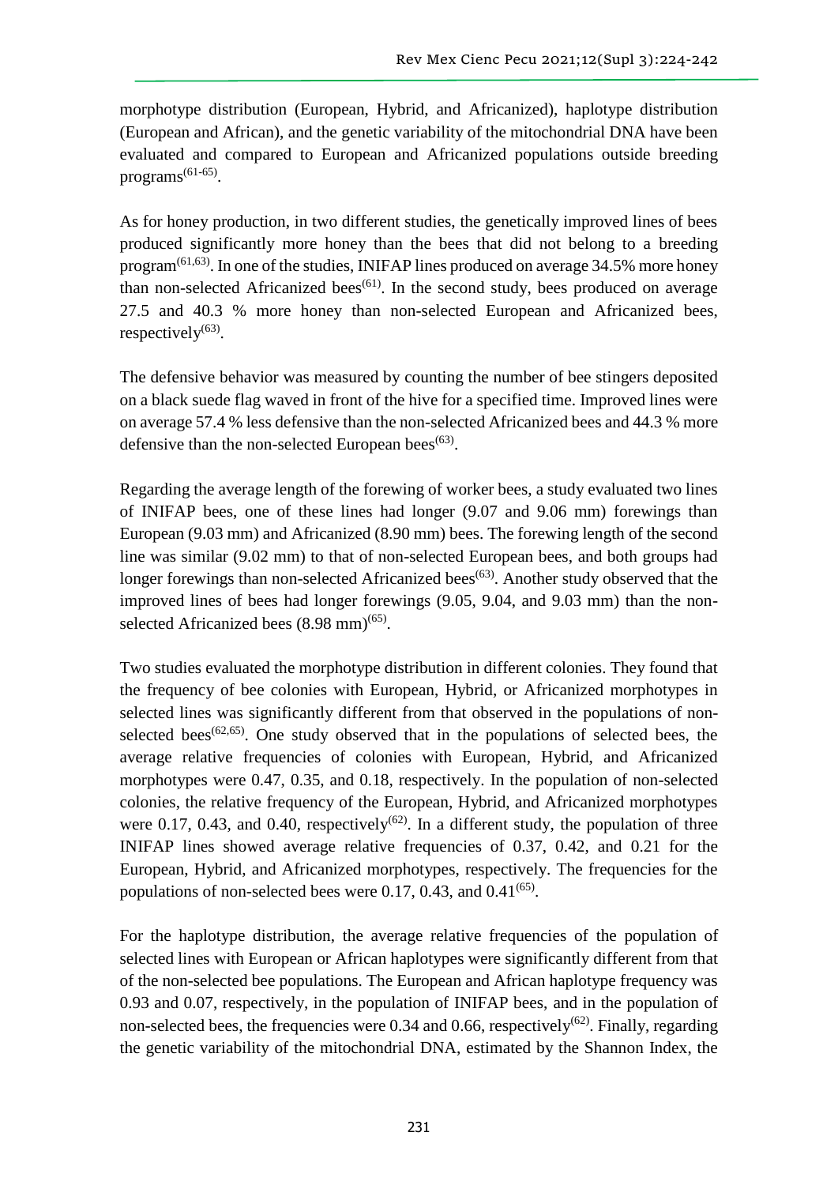morphotype distribution (European, Hybrid, and Africanized), haplotype distribution (European and African), and the genetic variability of the mitochondrial DNA have been evaluated and compared to European and Africanized populations outside breeding programs[61-65].

As for honey production, in two different studies, the genetically improved lines of bees produced significantly more honey than the bees that did not belong to a breeding program[61,63]. In one of the studies, INIFAP lines produced on average 34.5% more honey than non-selected Africanized bees[61]. In the second study, bees produced on average 27.5 and 40.3 % more honey than non-selected European and Africanized bees, respectively[63].

The defensive behavior was measured by counting the number of bee stingers deposited on a black suede flag waved in front of the hive for a specified time. Improved lines were on average 57.4 % less defensive than the non-selected Africanized bees and 44.3 % more defensive than the non-selected European bees[63].

Regarding the average length of the forewing of worker bees, a study evaluated two lines of INIFAP bees, one of these lines had longer (9.07 and 9.06 mm) forewings than European (9.03 mm) and Africanized (8.90 mm) bees. The forewing length of the second line was similar (9.02 mm) to that of non-selected European bees, and both groups had longer forewings than non-selected Africanized bees[63]. Another study observed that the improved lines of bees had longer forewings (9.05, 9.04, and 9.03 mm) than the non-selected Africanized bees (8.98 mm)[65].

Two studies evaluated the morphotype distribution in different colonies. They found that the frequency of bee colonies with European, Hybrid, or Africanized morphotypes in selected lines was significantly different from that observed in the populations of non-selected bees[62,65]. One study observed that in the populations of selected bees, the average relative frequencies of colonies with European, Hybrid, and Africanized morphotypes were 0.47, 0.35, and 0.18, respectively. In the population of non-selected colonies, the relative frequency of the European, Hybrid, and Africanized morphotypes were 0.17, 0.43, and 0.40, respectively[62]. In a different study, the population of three INIFAP lines showed average relative frequencies of 0.37, 0.42, and 0.21 for the European, Hybrid, and Africanized morphotypes, respectively. The frequencies for the populations of non-selected bees were 0.17, 0.43, and 0.41[65].

For the haplotype distribution, the average relative frequencies of the population of selected lines with European or African haplotypes were significantly different from that of the non-selected bee populations. The European and African haplotype frequency was 0.93 and 0.07, respectively, in the population of INIFAP bees, and in the population of non-selected bees, the frequencies were 0.34 and 0.66, respectively[62]. Finally, regarding the genetic variability of the mitochondrial DNA, estimated by the Shannon Index, the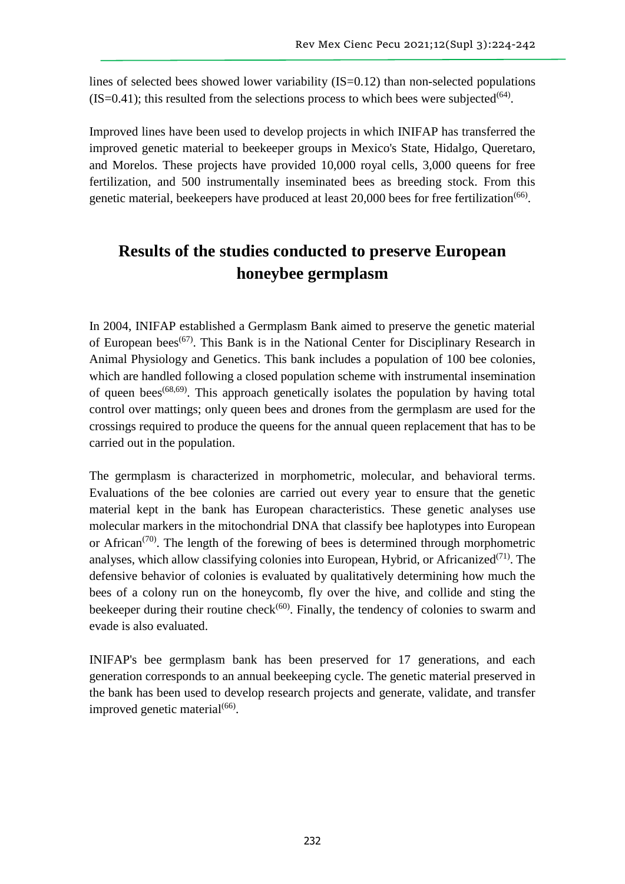lines of selected bees showed lower variability (IS=0.12) than non-selected populations (IS=0.41); this resulted from the selections process to which bees were subjected[64].

Improved lines have been used to develop projects in which INIFAP has transferred the improved genetic material to beekeeper groups in Mexico's State, Hidalgo, Queretaro, and Morelos. These projects have provided 10,000 royal cells, 3,000 queens for free fertilization, and 500 instrumentally inseminated bees as breeding stock. From this genetic material, beekeepers have produced at least 20,000 bees for free fertilization[66].

## Results of the studies conducted to preserve European honeybee germplasm

In 2004, INIFAP established a Germplasm Bank aimed to preserve the genetic material of European bees[67]. This Bank is in the National Center for Disciplinary Research in Animal Physiology and Genetics. This bank includes a population of 100 bee colonies, which are handled following a closed population scheme with instrumental insemination of queen bees[68,69]. This approach genetically isolates the population by having total control over mattings; only queen bees and drones from the germplasm are used for the crossings required to produce the queens for the annual queen replacement that has to be carried out in the population.

The germplasm is characterized in morphometric, molecular, and behavioral terms. Evaluations of the bee colonies are carried out every year to ensure that the genetic material kept in the bank has European characteristics. These genetic analyses use molecular markers in the mitochondrial DNA that classify bee haplotypes into European or African[70]. The length of the forewing of bees is determined through morphometric analyses, which allow classifying colonies into European, Hybrid, or Africanized[71]. The defensive behavior of colonies is evaluated by qualitatively determining how much the bees of a colony run on the honeycomb, fly over the hive, and collide and sting the beekeeper during their routine check[60]. Finally, the tendency of colonies to swarm and evade is also evaluated.

INIFAP's bee germplasm bank has been preserved for 17 generations, and each generation corresponds to an annual beekeeping cycle. The genetic material preserved in the bank has been used to develop research projects and generate, validate, and transfer improved genetic material[66].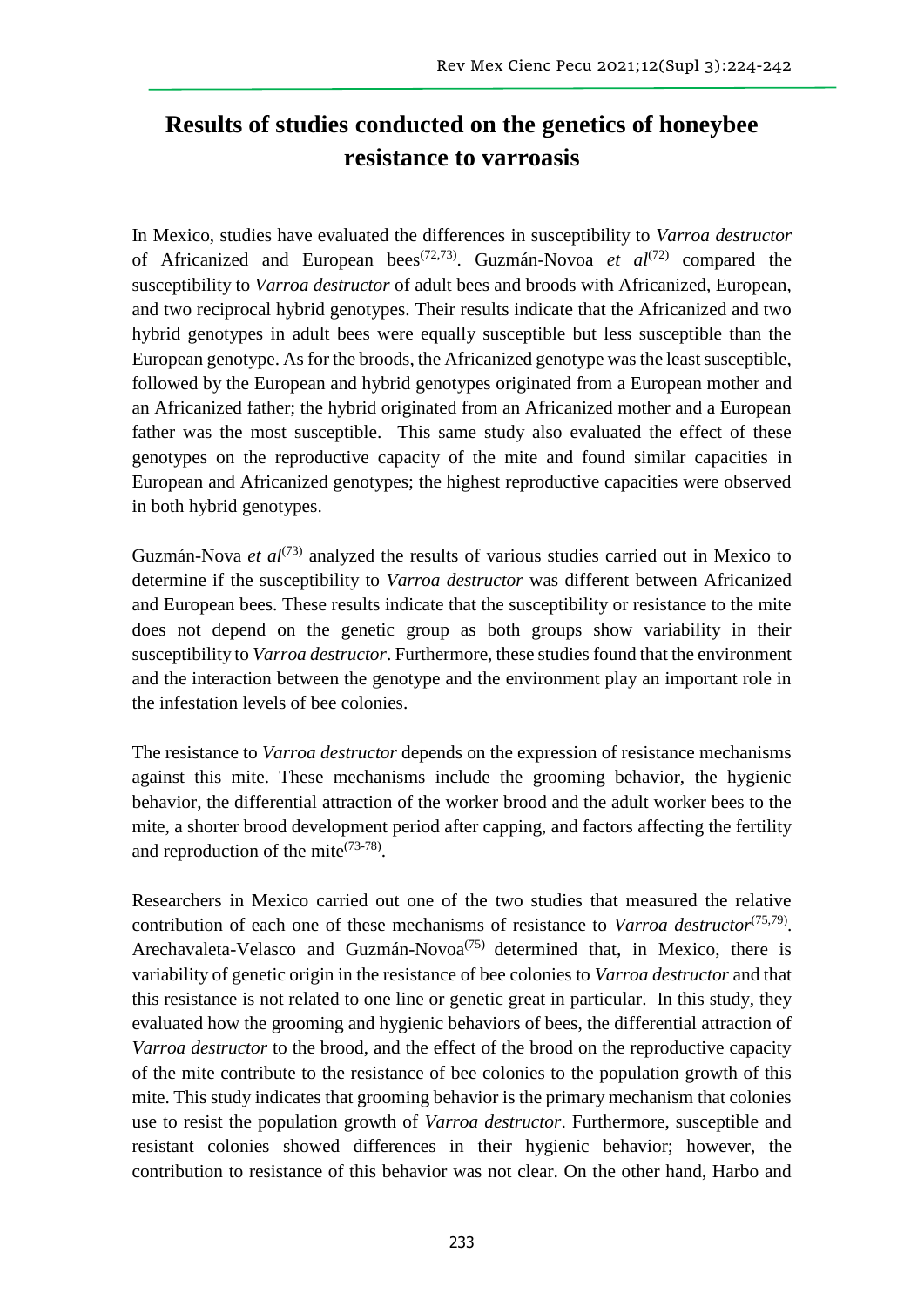# Results of studies conducted on the genetics of honeybee resistance to varroasis

In Mexico, studies have evaluated the differences in susceptibility to *Varroa destructor* of Africanized and European bees[72,73]. Guzmán-Novoa *et al*[72] compared the susceptibility to *Varroa destructor* of adult bees and broods with Africanized, European, and two reciprocal hybrid genotypes. Their results indicate that the Africanized and two hybrid genotypes in adult bees were equally susceptible but less susceptible than the European genotype. As for the broods, the Africanized genotype was the least susceptible, followed by the European and hybrid genotypes originated from a European mother and an Africanized father; the hybrid originated from an Africanized mother and a European father was the most susceptible. This same study also evaluated the effect of these genotypes on the reproductive capacity of the mite and found similar capacities in European and Africanized genotypes; the highest reproductive capacities were observed in both hybrid genotypes.

Guzmán-Nova *et al*[73] analyzed the results of various studies carried out in Mexico to determine if the susceptibility to *Varroa destructor* was different between Africanized and European bees. These results indicate that the susceptibility or resistance to the mite does not depend on the genetic group as both groups show variability in their susceptibility to *Varroa destructor*. Furthermore, these studies found that the environment and the interaction between the genotype and the environment play an important role in the infestation levels of bee colonies.

The resistance to *Varroa destructor* depends on the expression of resistance mechanisms against this mite. These mechanisms include the grooming behavior, the hygienic behavior, the differential attraction of the worker brood and the adult worker bees to the mite, a shorter brood development period after capping, and factors affecting the fertility and reproduction of the mite[73-78].

Researchers in Mexico carried out one of the two studies that measured the relative contribution of each one of these mechanisms of resistance to *Varroa destructor*[75,79]. Arechavaleta-Velasco and Guzmán-Novoa[75] determined that, in Mexico, there is variability of genetic origin in the resistance of bee colonies to *Varroa destructor* and that this resistance is not related to one line or genetic great in particular. In this study, they evaluated how the grooming and hygienic behaviors of bees, the differential attraction of *Varroa destructor* to the brood, and the effect of the brood on the reproductive capacity of the mite contribute to the resistance of bee colonies to the population growth of this mite. This study indicates that grooming behavior is the primary mechanism that colonies use to resist the population growth of *Varroa destructor*. Furthermore, susceptible and resistant colonies showed differences in their hygienic behavior; however, the contribution to resistance of this behavior was not clear. On the other hand, Harbo and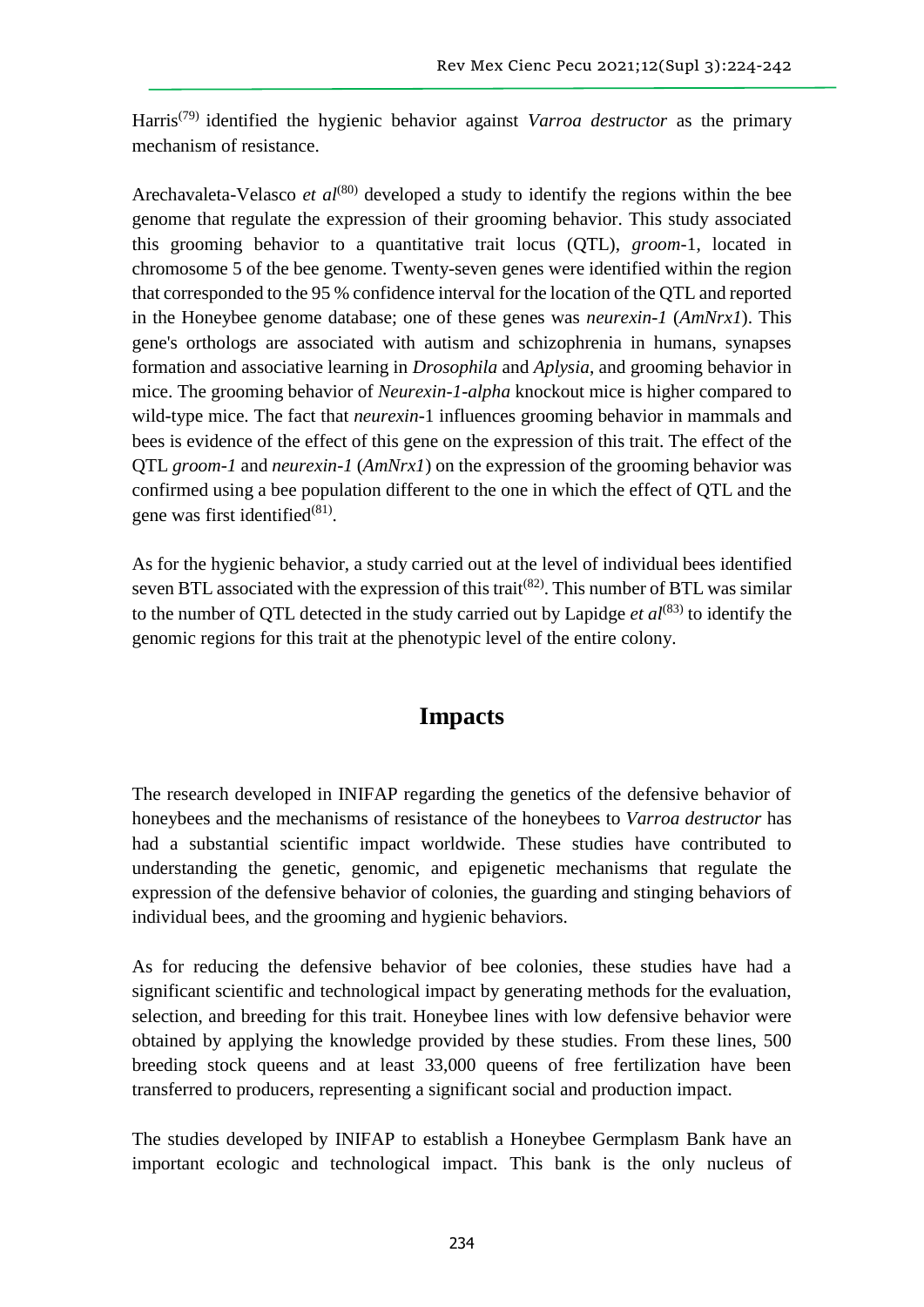Harris[79] identified the hygienic behavior against *Varroa destructor* as the primary mechanism of resistance.

Arechavaleta-Velasco *et al*[80] developed a study to identify the regions within the bee genome that regulate the expression of their grooming behavior. This study associated this grooming behavior to a quantitative trait locus (QTL), *groom*-1, located in chromosome 5 of the bee genome. Twenty-seven genes were identified within the region that corresponded to the 95 % confidence interval for the location of the QTL and reported in the Honeybee genome database; one of these genes was *neurexin-1* (*AmNrx1*). This gene's orthologs are associated with autism and schizophrenia in humans, synapses formation and associative learning in *Drosophila* and *Aplysia*, and grooming behavior in mice. The grooming behavior of *Neurexin-1-alpha* knockout mice is higher compared to wild-type mice. The fact that *neurexin*-1 influences grooming behavior in mammals and bees is evidence of the effect of this gene on the expression of this trait. The effect of the QTL *groom-1* and *neurexin-1* (*AmNrx1*) on the expression of the grooming behavior was confirmed using a bee population different to the one in which the effect of QTL and the gene was first identified[81].

As for the hygienic behavior, a study carried out at the level of individual bees identified seven BTL associated with the expression of this trait[82]. This number of BTL was similar to the number of QTL detected in the study carried out by Lapidge *et al*[83] to identify the genomic regions for this trait at the phenotypic level of the entire colony.

## Impacts

The research developed in INIFAP regarding the genetics of the defensive behavior of honeybees and the mechanisms of resistance of the honeybees to *Varroa destructor* has had a substantial scientific impact worldwide. These studies have contributed to understanding the genetic, genomic, and epigenetic mechanisms that regulate the expression of the defensive behavior of colonies, the guarding and stinging behaviors of individual bees, and the grooming and hygienic behaviors.

As for reducing the defensive behavior of bee colonies, these studies have had a significant scientific and technological impact by generating methods for the evaluation, selection, and breeding for this trait. Honeybee lines with low defensive behavior were obtained by applying the knowledge provided by these studies. From these lines, 500 breeding stock queens and at least 33,000 queens of free fertilization have been transferred to producers, representing a significant social and production impact.

The studies developed by INIFAP to establish a Honeybee Germplasm Bank have an important ecologic and technological impact. This bank is the only nucleus of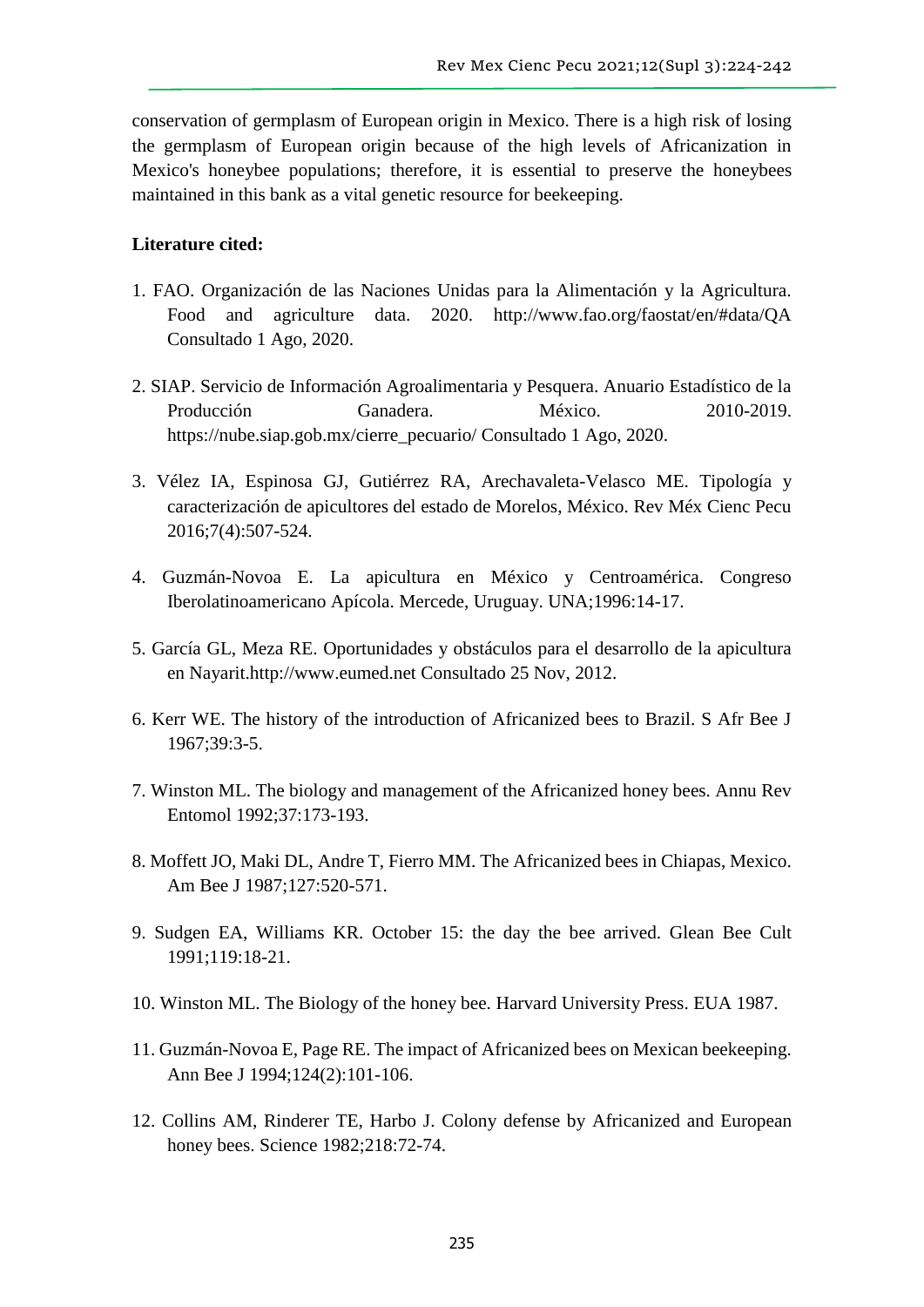conservation of germplasm of European origin in Mexico. There is a high risk of losing the germplasm of European origin because of the high levels of Africanization in Mexico's honeybee populations; therefore, it is essential to preserve the honeybees maintained in this bank as a vital genetic resource for beekeeping.

**Literature cited:**

1. FAO. Organización de las Naciones Unidas para la Alimentación y la Agricultura. Food and agriculture data. 2020. http://www.fao.org/faostat/en/#data/QA Consultado 1 Ago, 2020.

2. SIAP. Servicio de Información Agroalimentaria y Pesquera. Anuario Estadístico de la Producción Ganadera. México. 2010-2019. https://nube.siap.gob.mx/cierre_pecuario/ Consultado 1 Ago, 2020.

3. Vélez IA, Espinosa GJ, Gutiérrez RA, Arechavaleta-Velasco ME. Tipología y caracterización de apicultores del estado de Morelos, México. Rev Méx Cienc Pecu 2016;7(4):507-524.

4. Guzmán-Novoa E. La apicultura en México y Centroamérica. Congreso Iberolatinoamericano Apícola. Mercede, Uruguay. UNA;1996:14-17.

5. García GL, Meza RE. Oportunidades y obstáculos para el desarrollo de la apicultura en Nayarit.http://www.eumed.net Consultado 25 Nov, 2012.

6. Kerr WE. The history of the introduction of Africanized bees to Brazil. S Afr Bee J 1967;39:3-5.

7. Winston ML. The biology and management of the Africanized honey bees. Annu Rev Entomol 1992;37:173-193.

8. Moffett JO, Maki DL, Andre T, Fierro MM. The Africanized bees in Chiapas, Mexico. Am Bee J 1987;127:520-571.

9. Sudgen EA, Williams KR. October 15: the day the bee arrived. Glean Bee Cult 1991;119:18-21.

10. Winston ML. The Biology of the honey bee. Harvard University Press. EUA 1987.

11. Guzmán-Novoa E, Page RE. The impact of Africanized bees on Mexican beekeeping. Ann Bee J 1994;124(2):101-106.

12. Collins AM, Rinderer TE, Harbo J. Colony defense by Africanized and European honey bees. Science 1982;218:72-74.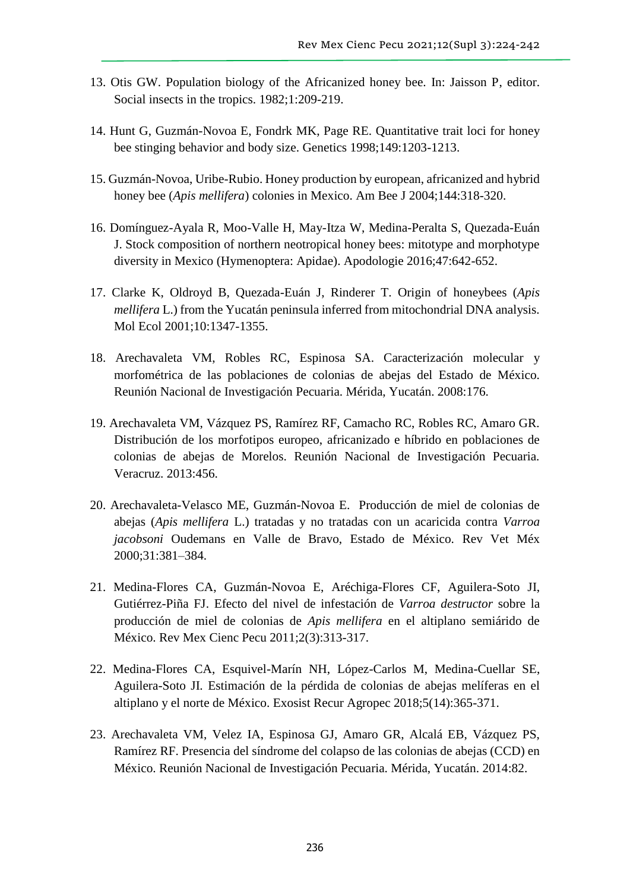13. Otis GW. Population biology of the Africanized honey bee. In: Jaisson P, editor. Social insects in the tropics. 1982;1:209-219.

14. Hunt G, Guzmán-Novoa E, Fondrk MK, Page RE. Quantitative trait loci for honey bee stinging behavior and body size. Genetics 1998;149:1203-1213.

15. Guzmán-Novoa, Uribe-Rubio. Honey production by european, africanized and hybrid honey bee (*Apis mellifera*) colonies in Mexico. Am Bee J 2004;144:318-320.

16. Domínguez-Ayala R, Moo-Valle H, May-Itza W, Medina-Peralta S, Quezada-Euán J. Stock composition of northern neotropical honey bees: mitotype and morphotype diversity in Mexico (Hymenoptera: Apidae). Apodologie 2016;47:642-652.

17. Clarke K, Oldroyd B, Quezada-Euán J, Rinderer T. Origin of honeybees (*Apis mellifera* L.) from the Yucatán peninsula inferred from mitochondrial DNA analysis. Mol Ecol 2001;10:1347-1355.

18. Arechavaleta VM, Robles RC, Espinosa SA. Caracterización molecular y morfométrica de las poblaciones de colonias de abejas del Estado de México. Reunión Nacional de Investigación Pecuaria. Mérida, Yucatán. 2008:176.

19. Arechavaleta VM, Vázquez PS, Ramírez RF, Camacho RC, Robles RC, Amaro GR. Distribución de los morfotipos europeo, africanizado e híbrido en poblaciones de colonias de abejas de Morelos. Reunión Nacional de Investigación Pecuaria. Veracruz. 2013:456.

20. Arechavaleta-Velasco ME, Guzmán-Novoa E. Producción de miel de colonias de abejas (*Apis mellifera* L.) tratadas y no tratadas con un acaricida contra *Varroa jacobsoni* Oudemans en Valle de Bravo, Estado de México. Rev Vet Méx 2000;31:381–384.

21. Medina-Flores CA, Guzmán-Novoa E, Aréchiga-Flores CF, Aguilera-Soto JI, Gutiérrez-Piña FJ. Efecto del nivel de infestación de *Varroa destructor* sobre la producción de miel de colonias de *Apis mellifera* en el altiplano semiárido de México. Rev Mex Cienc Pecu 2011;2(3):313-317.

22. Medina-Flores CA, Esquivel-Marín NH, López-Carlos M, Medina-Cuellar SE, Aguilera-Soto JI. Estimación de la pérdida de colonias de abejas melíferas en el altiplano y el norte de México. Exosist Recur Agropec 2018;5(14):365-371.

23. Arechavaleta VM, Velez IA, Espinosa GJ, Amaro GR, Alcalá EB, Vázquez PS, Ramírez RF. Presencia del síndrome del colapso de las colonias de abejas (CCD) en México. Reunión Nacional de Investigación Pecuaria. Mérida, Yucatán. 2014:82.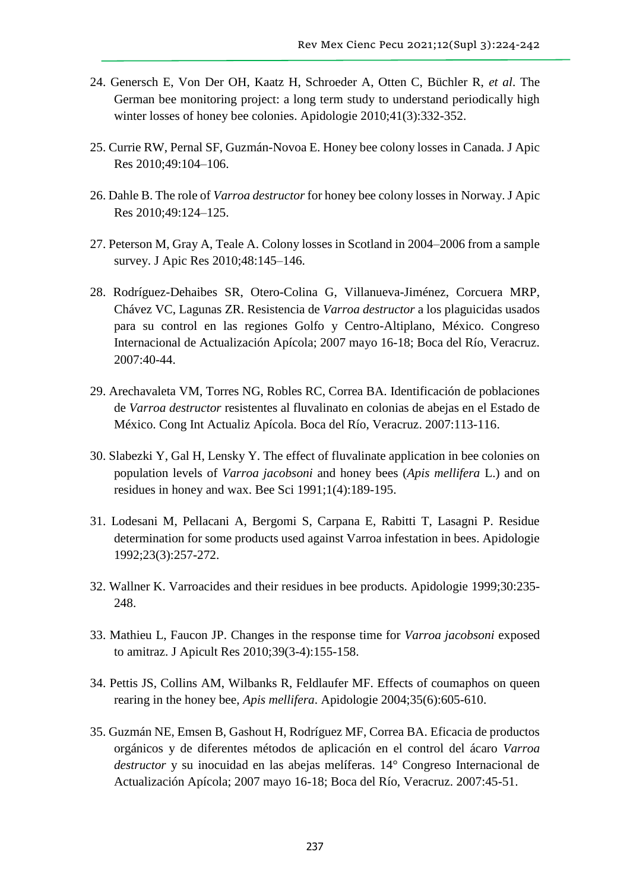24. Genersch E, Von Der OH, Kaatz H, Schroeder A, Otten C, Büchler R, *et al*. The German bee monitoring project: a long term study to understand periodically high winter losses of honey bee colonies. Apidologie 2010;41(3):332-352.

25. Currie RW, Pernal SF, Guzmán-Novoa E. Honey bee colony losses in Canada. J Apic Res 2010;49:104–106.

26. Dahle B. The role of *Varroa destructor* for honey bee colony losses in Norway. J Apic Res 2010;49:124–125.

27. Peterson M, Gray A, Teale A. Colony losses in Scotland in 2004–2006 from a sample survey. J Apic Res 2010;48:145–146.

28. Rodríguez-Dehaibes SR, Otero-Colina G, Villanueva-Jiménez, Corcuera MRP, Chávez VC, Lagunas ZR. Resistencia de *Varroa destructor* a los plaguicidas usados para su control en las regiones Golfo y Centro-Altiplano, México. Congreso Internacional de Actualización Apícola; 2007 mayo 16-18; Boca del Río, Veracruz. 2007:40-44.

29. Arechavaleta VM, Torres NG, Robles RC, Correa BA. Identificación de poblaciones de *Varroa destructor* resistentes al fluvalinato en colonias de abejas en el Estado de México. Cong Int Actualiz Apícola. Boca del Río, Veracruz. 2007:113-116.

30. Slabezki Y, Gal H, Lensky Y. The effect of fluvalinate application in bee colonies on population levels of *Varroa jacobsoni* and honey bees (*Apis mellifera* L.) and on residues in honey and wax. Bee Sci 1991;1(4):189-195.

31. Lodesani M, Pellacani A, Bergomi S, Carpana E, Rabitti T, Lasagni P. Residue determination for some products used against Varroa infestation in bees. Apidologie 1992;23(3):257-272.

32. Wallner K. Varroacides and their residues in bee products. Apidologie 1999;30:235-248.

33. Mathieu L, Faucon JP. Changes in the response time for *Varroa jacobsoni* exposed to amitraz. J Apicult Res 2010;39(3-4):155-158.

34. Pettis JS, Collins AM, Wilbanks R, Feldlaufer MF. Effects of coumaphos on queen rearing in the honey bee, *Apis mellifera*. Apidologie 2004;35(6):605-610.

35. Guzmán NE, Emsen B, Gashout H, Rodríguez MF, Correa BA. Eficacia de productos orgánicos y de diferentes métodos de aplicación en el control del ácaro *Varroa destructor* y su inocuidad en las abejas melíferas. 14° Congreso Internacional de Actualización Apícola; 2007 mayo 16-18; Boca del Río, Veracruz. 2007:45-51.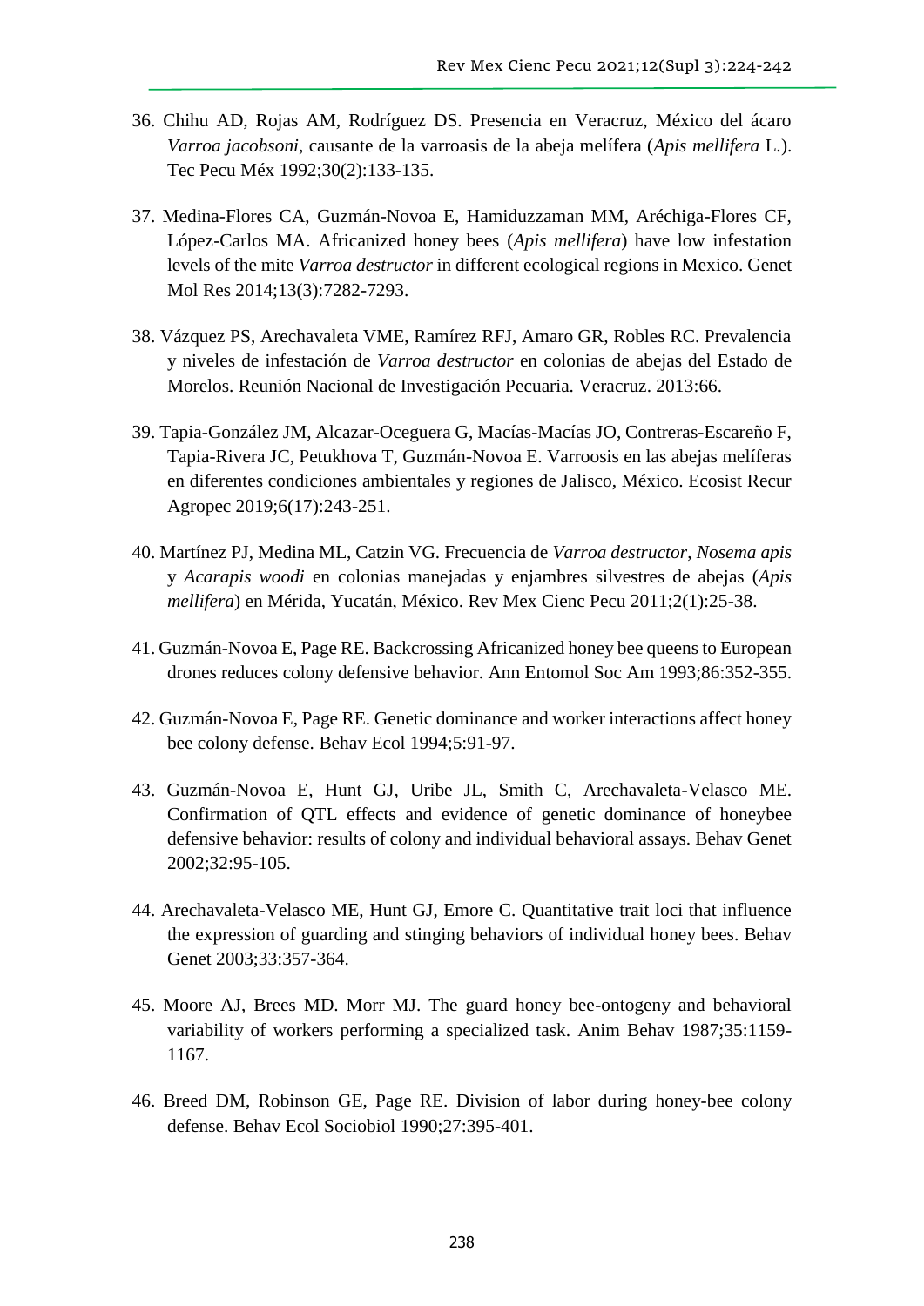36. Chihu AD, Rojas AM, Rodríguez DS. Presencia en Veracruz, México del ácaro *Varroa jacobsoni*, causante de la varroasis de la abeja melífera (*Apis mellifera* L.). Tec Pecu Méx 1992;30(2):133-135.

37. Medina-Flores CA, Guzmán-Novoa E, Hamiduzzaman MM, Aréchiga-Flores CF, López-Carlos MA. Africanized honey bees (*Apis mellifera*) have low infestation levels of the mite *Varroa destructor* in different ecological regions in Mexico. Genet Mol Res 2014;13(3):7282-7293.

38. Vázquez PS, Arechavaleta VME, Ramírez RFJ, Amaro GR, Robles RC. Prevalencia y niveles de infestación de *Varroa destructor* en colonias de abejas del Estado de Morelos. Reunión Nacional de Investigación Pecuaria. Veracruz. 2013:66.

39. Tapia-González JM, Alcazar-Oceguera G, Macías-Macías JO, Contreras-Escareño F, Tapia-Rivera JC, Petukhova T, Guzmán-Novoa E. Varroosis en las abejas melíferas en diferentes condiciones ambientales y regiones de Jalisco, México. Ecosist Recur Agropec 2019;6(17):243-251.

40. Martínez PJ, Medina ML, Catzin VG. Frecuencia de *Varroa destructor*, *Nosema apis* y *Acarapis woodi* en colonias manejadas y enjambres silvestres de abejas (*Apis mellifera*) en Mérida, Yucatán, México. Rev Mex Cienc Pecu 2011;2(1):25-38.

41. Guzmán-Novoa E, Page RE. Backcrossing Africanized honey bee queens to European drones reduces colony defensive behavior. Ann Entomol Soc Am 1993;86:352-355.

42. Guzmán-Novoa E, Page RE. Genetic dominance and worker interactions affect honey bee colony defense. Behav Ecol 1994;5:91-97.

43. Guzmán-Novoa E, Hunt GJ, Uribe JL, Smith C, Arechavaleta-Velasco ME. Confirmation of QTL effects and evidence of genetic dominance of honeybee defensive behavior: results of colony and individual behavioral assays. Behav Genet 2002;32:95-105.

44. Arechavaleta-Velasco ME, Hunt GJ, Emore C. Quantitative trait loci that influence the expression of guarding and stinging behaviors of individual honey bees. Behav Genet 2003;33:357-364.

45. Moore AJ, Brees MD. Morr MJ. The guard honey bee-ontogeny and behavioral variability of workers performing a specialized task. Anim Behav 1987;35:1159-1167.

46. Breed DM, Robinson GE, Page RE. Division of labor during honey-bee colony defense. Behav Ecol Sociobiol 1990;27:395-401.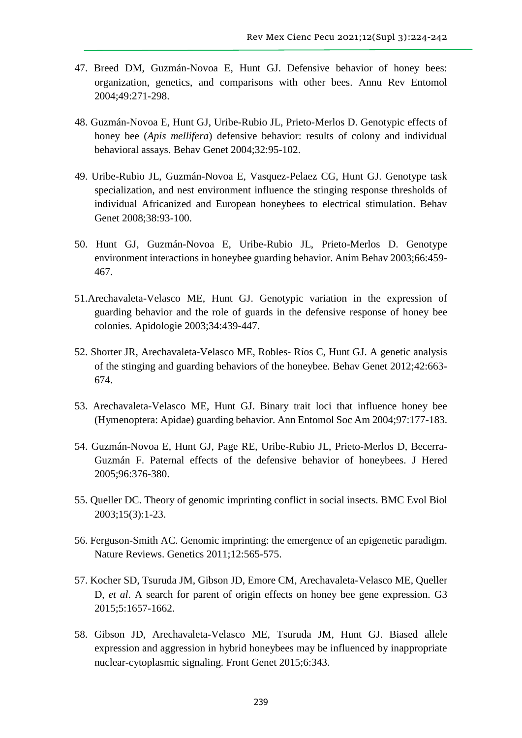47. Breed DM, Guzmán-Novoa E, Hunt GJ. Defensive behavior of honey bees: organization, genetics, and comparisons with other bees. Annu Rev Entomol 2004;49:271-298.

48. Guzmán-Novoa E, Hunt GJ, Uribe-Rubio JL, Prieto-Merlos D. Genotypic effects of honey bee (*Apis mellifera*) defensive behavior: results of colony and individual behavioral assays. Behav Genet 2004;32:95-102.

49. Uribe-Rubio JL, Guzmán-Novoa E, Vasquez-Pelaez CG, Hunt GJ. Genotype task specialization, and nest environment influence the stinging response thresholds of individual Africanized and European honeybees to electrical stimulation. Behav Genet 2008;38:93-100.

50. Hunt GJ, Guzmán-Novoa E, Uribe-Rubio JL, Prieto-Merlos D. Genotype environment interactions in honeybee guarding behavior. Anim Behav 2003;66:459-467.

51. Arechavaleta-Velasco ME, Hunt GJ. Genotypic variation in the expression of guarding behavior and the role of guards in the defensive response of honey bee colonies. Apidologie 2003;34:439-447.

52. Shorter JR, Arechavaleta-Velasco ME, Robles- Ríos C, Hunt GJ. A genetic analysis of the stinging and guarding behaviors of the honeybee. Behav Genet 2012;42:663-674.

53. Arechavaleta-Velasco ME, Hunt GJ. Binary trait loci that influence honey bee (Hymenoptera: Apidae) guarding behavior. Ann Entomol Soc Am 2004;97:177-183.

54. Guzmán-Novoa E, Hunt GJ, Page RE, Uribe-Rubio JL, Prieto-Merlos D, Becerra-Guzmán F. Paternal effects of the defensive behavior of honeybees. J Hered 2005;96:376-380.

55. Queller DC. Theory of genomic imprinting conflict in social insects. BMC Evol Biol 2003;15(3):1-23.

56. Ferguson-Smith AC. Genomic imprinting: the emergence of an epigenetic paradigm. Nature Reviews. Genetics 2011;12:565-575.

57. Kocher SD, Tsuruda JM, Gibson JD, Emore CM, Arechavaleta-Velasco ME, Queller D, *et al*. A search for parent of origin effects on honey bee gene expression. G3 2015;5:1657-1662.

58. Gibson JD, Arechavaleta-Velasco ME, Tsuruda JM, Hunt GJ. Biased allele expression and aggression in hybrid honeybees may be influenced by inappropriate nuclear-cytoplasmic signaling. Front Genet 2015;6:343.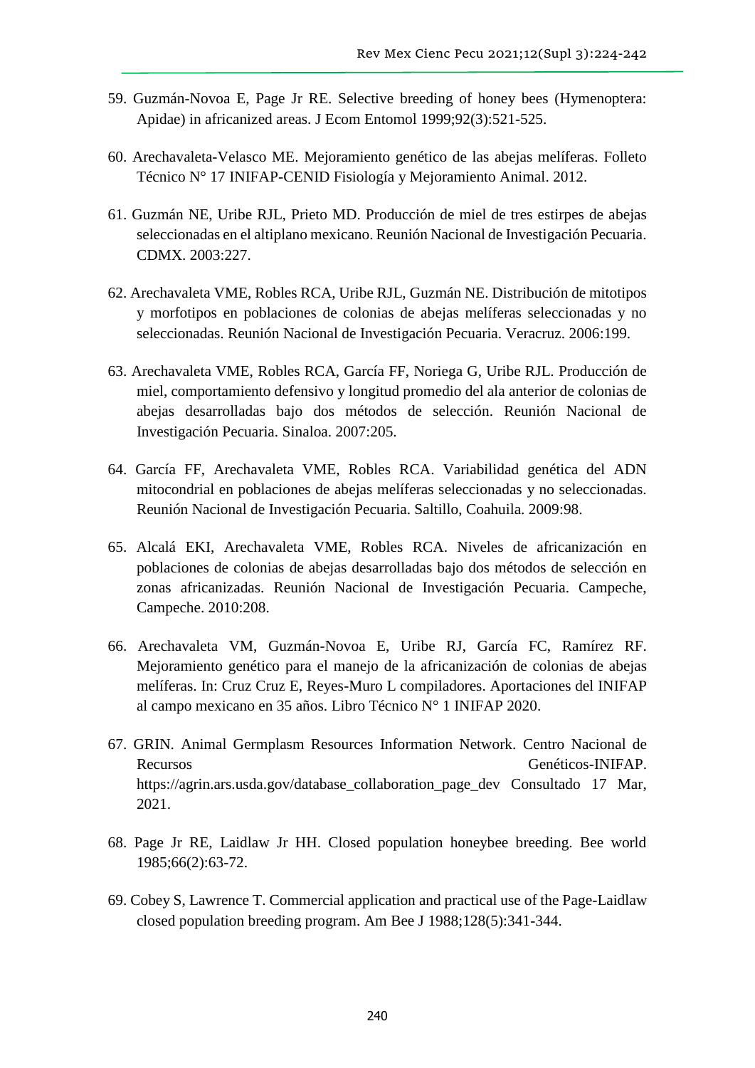59. Guzmán-Novoa E, Page Jr RE. Selective breeding of honey bees (Hymenoptera: Apidae) in africanized areas. J Ecom Entomol 1999;92(3):521-525.

60. Arechavaleta-Velasco ME. Mejoramiento genético de las abejas melíferas. Folleto Técnico N° 17 INIFAP-CENID Fisiología y Mejoramiento Animal. 2012.

61. Guzmán NE, Uribe RJL, Prieto MD. Producción de miel de tres estirpes de abejas seleccionadas en el altiplano mexicano. Reunión Nacional de Investigación Pecuaria. CDMX. 2003:227.

62. Arechavaleta VME, Robles RCA, Uribe RJL, Guzmán NE. Distribución de mitotipos y morfotipos en poblaciones de colonias de abejas melíferas seleccionadas y no seleccionadas. Reunión Nacional de Investigación Pecuaria. Veracruz. 2006:199.

63. Arechavaleta VME, Robles RCA, García FF, Noriega G, Uribe RJL. Producción de miel, comportamiento defensivo y longitud promedio del ala anterior de colonias de abejas desarrolladas bajo dos métodos de selección. Reunión Nacional de Investigación Pecuaria. Sinaloa. 2007:205.

64. García FF, Arechavaleta VME, Robles RCA. Variabilidad genética del ADN mitocondrial en poblaciones de abejas melíferas seleccionadas y no seleccionadas. Reunión Nacional de Investigación Pecuaria. Saltillo, Coahuila. 2009:98.

65. Alcalá EKI, Arechavaleta VME, Robles RCA. Niveles de africanización en poblaciones de colonias de abejas desarrolladas bajo dos métodos de selección en zonas africanizadas. Reunión Nacional de Investigación Pecuaria. Campeche, Campeche. 2010:208.

66. Arechavaleta VM, Guzmán-Novoa E, Uribe RJ, García FC, Ramírez RF. Mejoramiento genético para el manejo de la africanización de colonias de abejas melíferas. In: Cruz Cruz E, Reyes-Muro L compiladores. Aportaciones del INIFAP al campo mexicano en 35 años. Libro Técnico N° 1 INIFAP 2020.

67. GRIN. Animal Germplasm Resources Information Network. Centro Nacional de Recursos Genéticos-INIFAP. https://agrin.ars.usda.gov/database_collaboration_page_dev Consultado 17 Mar, 2021.

68. Page Jr RE, Laidlaw Jr HH. Closed population honeybee breeding. Bee world 1985;66(2):63-72.

69. Cobey S, Lawrence T. Commercial application and practical use of the Page-Laidlaw closed population breeding program. Am Bee J 1988;128(5):341-344.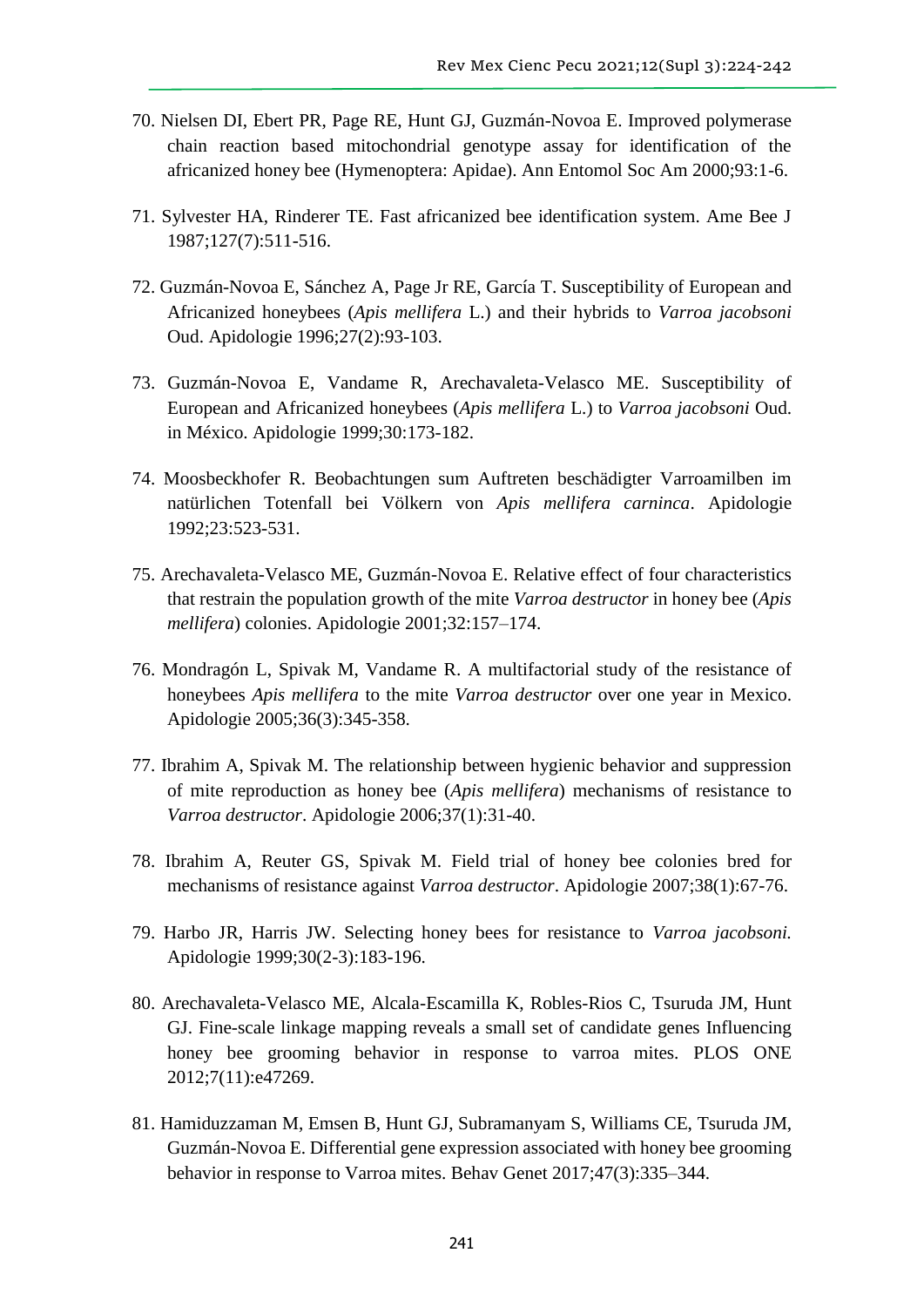70. Nielsen DI, Ebert PR, Page RE, Hunt GJ, Guzmán-Novoa E. Improved polymerase chain reaction based mitochondrial genotype assay for identification of the africanized honey bee (Hymenoptera: Apidae). Ann Entomol Soc Am 2000;93:1-6.

71. Sylvester HA, Rinderer TE. Fast africanized bee identification system. Ame Bee J 1987;127(7):511-516.

72. Guzmán-Novoa E, Sánchez A, Page Jr RE, García T. Susceptibility of European and Africanized honeybees (*Apis mellifera* L.) and their hybrids to *Varroa jacobsoni* Oud. Apidologie 1996;27(2):93-103.

73. Guzmán-Novoa E, Vandame R, Arechavaleta-Velasco ME. Susceptibility of European and Africanized honeybees (*Apis mellifera* L.) to *Varroa jacobsoni* Oud. in México. Apidologie 1999;30:173-182.

74. Moosbeckhofer R. Beobachtungen sum Auftreten beschädigter Varroamilben im natürlichen Totenfall bei Völkern von *Apis mellifera carninca*. Apidologie 1992;23:523-531.

75. Arechavaleta-Velasco ME, Guzmán-Novoa E. Relative effect of four characteristics that restrain the population growth of the mite *Varroa destructor* in honey bee (*Apis mellifera*) colonies. Apidologie 2001;32:157–174.

76. Mondragón L, Spivak M, Vandame R. A multifactorial study of the resistance of honeybees *Apis mellifera* to the mite *Varroa destructor* over one year in Mexico. Apidologie 2005;36(3):345-358.

77. Ibrahim A, Spivak M. The relationship between hygienic behavior and suppression of mite reproduction as honey bee (*Apis mellifera*) mechanisms of resistance to *Varroa destructor*. Apidologie 2006;37(1):31-40.

78. Ibrahim A, Reuter GS, Spivak M. Field trial of honey bee colonies bred for mechanisms of resistance against *Varroa destructor*. Apidologie 2007;38(1):67-76.

79. Harbo JR, Harris JW. Selecting honey bees for resistance to *Varroa jacobsoni.* Apidologie 1999;30(2-3):183-196.

80. Arechavaleta-Velasco ME, Alcala-Escamilla K, Robles-Rios C, Tsuruda JM, Hunt GJ. Fine-scale linkage mapping reveals a small set of candidate genes Influencing honey bee grooming behavior in response to varroa mites. PLOS ONE 2012;7(11):e47269.

81. Hamiduzzaman M, Emsen B, Hunt GJ, Subramanyam S, Williams CE, Tsuruda JM, Guzmán-Novoa E. Differential gene expression associated with honey bee grooming behavior in response to Varroa mites. Behav Genet 2017;47(3):335–344.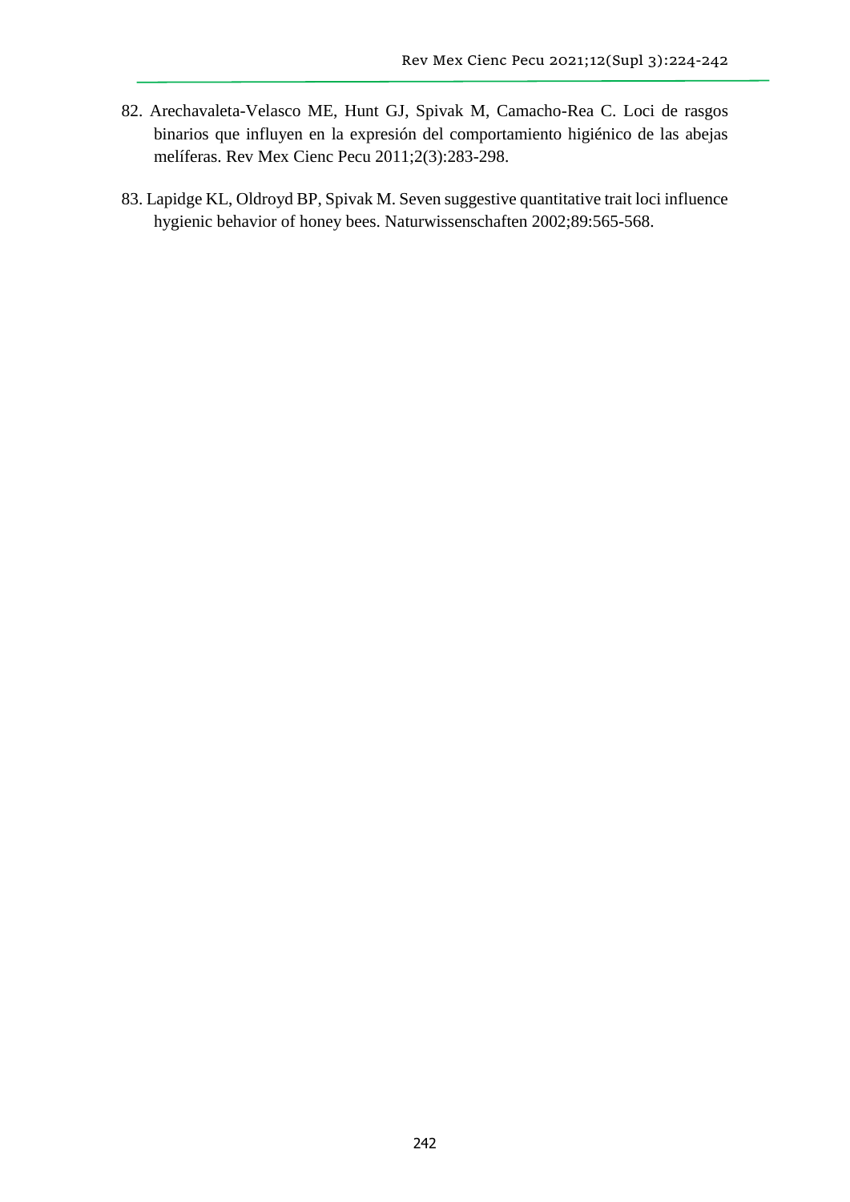82. Arechavaleta-Velasco ME, Hunt GJ, Spivak M, Camacho-Rea C. Loci de rasgos binarios que influyen en la expresión del comportamiento higiénico de las abejas melíferas. Rev Mex Cienc Pecu 2011;2(3):283-298.

83. Lapidge KL, Oldroyd BP, Spivak M. Seven suggestive quantitative trait loci influence hygienic behavior of honey bees. Naturwissenschaften 2002;89:565-568.